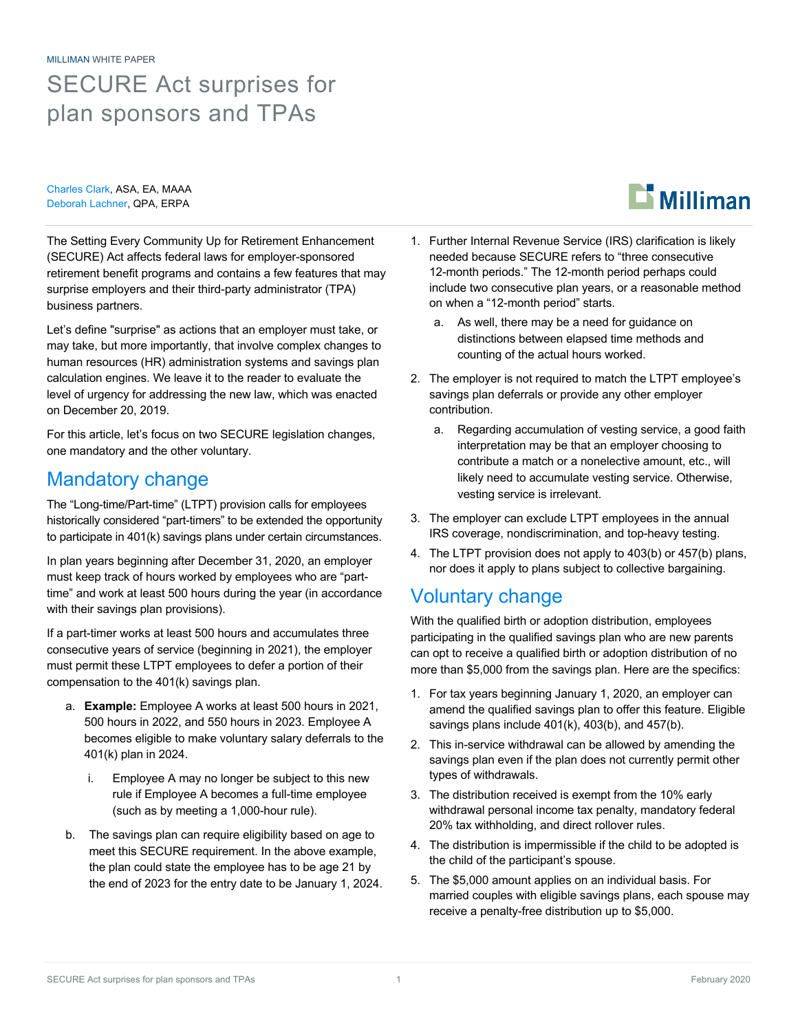MILLIMAN WHITE PAPER

# SECURE Act surprises for plan sponsors and TPAs

Charles Clark, ASA, EA, MAAA
Deborah Lachner, QPA, ERPA

The Setting Every Community Up for Retirement Enhancement (SECURE) Act affects federal laws for employer-sponsored retirement benefit programs and contains a few features that may surprise employers and their third-party administrator (TPA) business partners.

Let's define "surprise" as actions that an employer must take, or may take, but more importantly, that involve complex changes to human resources (HR) administration systems and savings plan calculation engines. We leave it to the reader to evaluate the level of urgency for addressing the new law, which was enacted on December 20, 2019.

For this article, let's focus on two SECURE legislation changes, one mandatory and the other voluntary.

## Mandatory change

The "Long-time/Part-time" (LTPT) provision calls for employees historically considered "part-timers" to be extended the opportunity to participate in 401(k) savings plans under certain circumstances.

In plan years beginning after December 31, 2020, an employer must keep track of hours worked by employees who are "part-time" and work at least 500 hours during the year (in accordance with their savings plan provisions).

If a part-timer works at least 500 hours and accumulates three consecutive years of service (beginning in 2021), the employer must permit these LTPT employees to defer a portion of their compensation to the 401(k) savings plan.

a. **Example:** Employee A works at least 500 hours in 2021, 500 hours in 2022, and 550 hours in 2023. Employee A becomes eligible to make voluntary salary deferrals to the 401(k) plan in 2024.
   i. Employee A may no longer be subject to this new rule if Employee A becomes a full-time employee (such as by meeting a 1,000-hour rule).
b. The savings plan can require eligibility based on age to meet this SECURE requirement. In the above example, the plan could state the employee has to be age 21 by the end of 2023 for the entry date to be January 1, 2024.

1. Further Internal Revenue Service (IRS) clarification is likely needed because SECURE refers to "three consecutive 12-month periods." The 12-month period perhaps could include two consecutive plan years, or a reasonable method on when a "12-month period" starts.
   a. As well, there may be a need for guidance on distinctions between elapsed time methods and counting of the actual hours worked.
2. The employer is not required to match the LTPT employee's savings plan deferrals or provide any other employer contribution.
   a. Regarding accumulation of vesting service, a good faith interpretation may be that an employer choosing to contribute a match or a nonelective amount, etc., will likely need to accumulate vesting service. Otherwise, vesting service is irrelevant.
3. The employer can exclude LTPT employees in the annual IRS coverage, nondiscrimination, and top-heavy testing.
4. The LTPT provision does not apply to 403(b) or 457(b) plans, nor does it apply to plans subject to collective bargaining.

## Voluntary change

With the qualified birth or adoption distribution, employees participating in the qualified savings plan who are new parents can opt to receive a qualified birth or adoption distribution of no more than $5,000 from the savings plan. Here are the specifics:

1. For tax years beginning January 1, 2020, an employer can amend the qualified savings plan to offer this feature. Eligible savings plans include 401(k), 403(b), and 457(b).
2. This in-service withdrawal can be allowed by amending the savings plan even if the plan does not currently permit other types of withdrawals.
3. The distribution received is exempt from the 10% early withdrawal personal income tax penalty, mandatory federal 20% tax withholding, and direct rollover rules.
4. The distribution is impermissible if the child to be adopted is the child of the participant's spouse.
5. The $5,000 amount applies on an individual basis. For married couples with eligible savings plans, each spouse may receive a penalty-free distribution up to $5,000.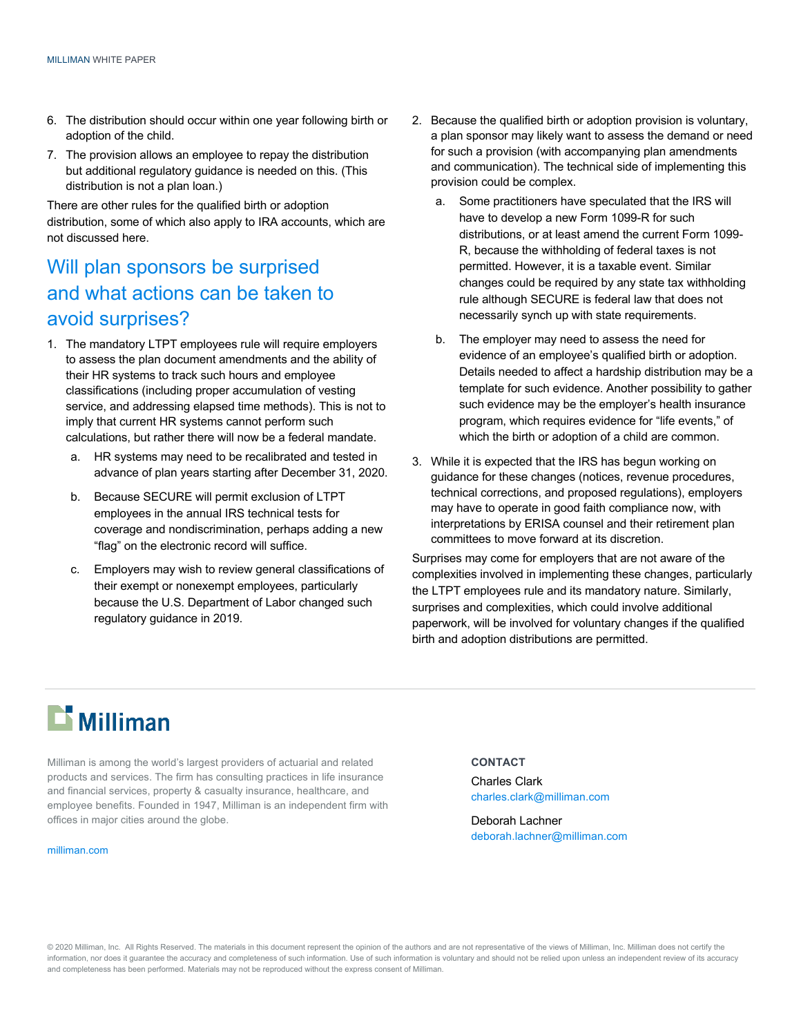6. The distribution should occur within one year following birth or adoption of the child.
7. The provision allows an employee to repay the distribution but additional regulatory guidance is needed on this. (This distribution is not a plan loan.)

There are other rules for the qualified birth or adoption distribution, some of which also apply to IRA accounts, which are not discussed here.

## Will plan sponsors be surprised and what actions can be taken to avoid surprises?

1. The mandatory LTPT employees rule will require employers to assess the plan document amendments and the ability of their HR systems to track such hours and employee classifications (including proper accumulation of vesting service, and addressing elapsed time methods). This is not to imply that current HR systems cannot perform such calculations, but rather there will now be a federal mandate.
   a. HR systems may need to be recalibrated and tested in advance of plan years starting after December 31, 2020.
   b. Because SECURE will permit exclusion of LTPT employees in the annual IRS technical tests for coverage and nondiscrimination, perhaps adding a new "flag" on the electronic record will suffice.
   c. Employers may wish to review general classifications of their exempt or nonexempt employees, particularly because the U.S. Department of Labor changed such regulatory guidance in 2019.
2. Because the qualified birth or adoption provision is voluntary, a plan sponsor may likely want to assess the demand or need for such a provision (with accompanying plan amendments and communication). The technical side of implementing this provision could be complex.
   a. Some practitioners have speculated that the IRS will have to develop a new Form 1099-R for such distributions, or at least amend the current Form 1099-R, because the withholding of federal taxes is not permitted. However, it is a taxable event. Similar changes could be required by any state tax withholding rule although SECURE is federal law that does not necessarily synch up with state requirements.
   b. The employer may need to assess the need for evidence of an employee's qualified birth or adoption. Details needed to affect a hardship distribution may be a template for such evidence. Another possibility to gather such evidence may be the employer's health insurance program, which requires evidence for "life events," of which the birth or adoption of a child are common.
3. While it is expected that the IRS has begun working on guidance for these changes (notices, revenue procedures, technical corrections, and proposed regulations), employers may have to operate in good faith compliance now, with interpretations by ERISA counsel and their retirement plan committees to move forward at its discretion.

Surprises may come for employers that are not aware of the complexities involved in implementing these changes, particularly the LTPT employees rule and its mandatory nature. Similarly, surprises and complexities, which could involve additional paperwork, will be involved for voluntary changes if the qualified birth and adoption distributions are permitted.

Milliman

Milliman is among the world's largest providers of actuarial and related products and services. The firm has consulting practices in life insurance and financial services, property & casualty insurance, healthcare, and employee benefits. Founded in 1947, Milliman is an independent firm with offices in major cities around the globe.

milliman.com

**CONTACT**

Charles Clark
charles.clark@milliman.com

Deborah Lachner
deborah.lachner@milliman.com

© 2020 Milliman, Inc. All Rights Reserved. The materials in this document represent the opinion of the authors and are not representative of the views of Milliman, Inc. Milliman does not certify the information, nor does it guarantee the accuracy and completeness of such information. Use of such information is voluntary and should not be relied upon unless an independent review of its accuracy and completeness has been performed. Materials may not be reproduced without the express consent of Milliman.